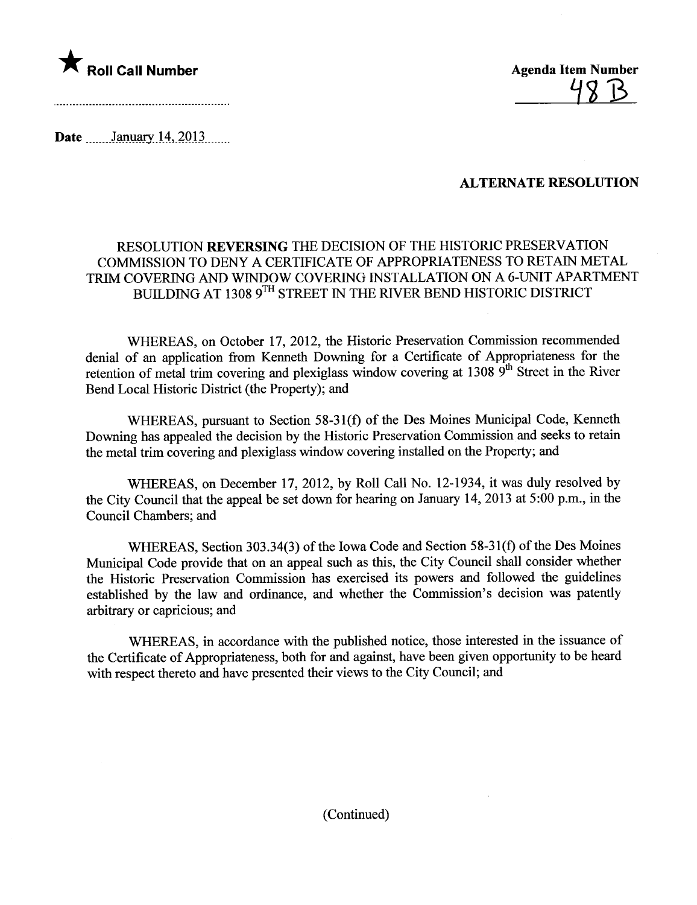★ **Roll Call Number**

**Agenda Item Number**
48 B

**Date** January 14, 2013

**ALTERNATE RESOLUTION**

RESOLUTION **REVERSING** THE DECISION OF THE HISTORIC PRESERVATION COMMISSION TO DENY A CERTIFICATE OF APPROPRIATENESS TO RETAIN METAL TRIM COVERING AND WINDOW COVERING INSTALLATION ON A 6-UNIT APARTMENT BUILDING AT 1308 9TH STREET IN THE RIVER BEND HISTORIC DISTRICT

WHEREAS, on October 17, 2012, the Historic Preservation Commission recommended denial of an application from Kenneth Downing for a Certificate of Appropriateness for the retention of metal trim covering and plexiglass window covering at 1308 9th Street in the River Bend Local Historic District (the Property); and

WHEREAS, pursuant to Section 58-31(f) of the Des Moines Municipal Code, Kenneth Downing has appealed the decision by the Historic Preservation Commission and seeks to retain the metal trim covering and plexiglass window covering installed on the Property; and

WHEREAS, on December 17, 2012, by Roll Call No. 12-1934, it was duly resolved by the City Council that the appeal be set down for hearing on January 14, 2013 at 5:00 p.m., in the Council Chambers; and

WHEREAS, Section 303.34(3) of the Iowa Code and Section 58-31(f) of the Des Moines Municipal Code provide that on an appeal such as this, the City Council shall consider whether the Historic Preservation Commission has exercised its powers and followed the guidelines established by the law and ordinance, and whether the Commission's decision was patently arbitrary or capricious; and

WHEREAS, in accordance with the published notice, those interested in the issuance of the Certificate of Appropriateness, both for and against, have been given opportunity to be heard with respect thereto and have presented their views to the City Council; and

(Continued)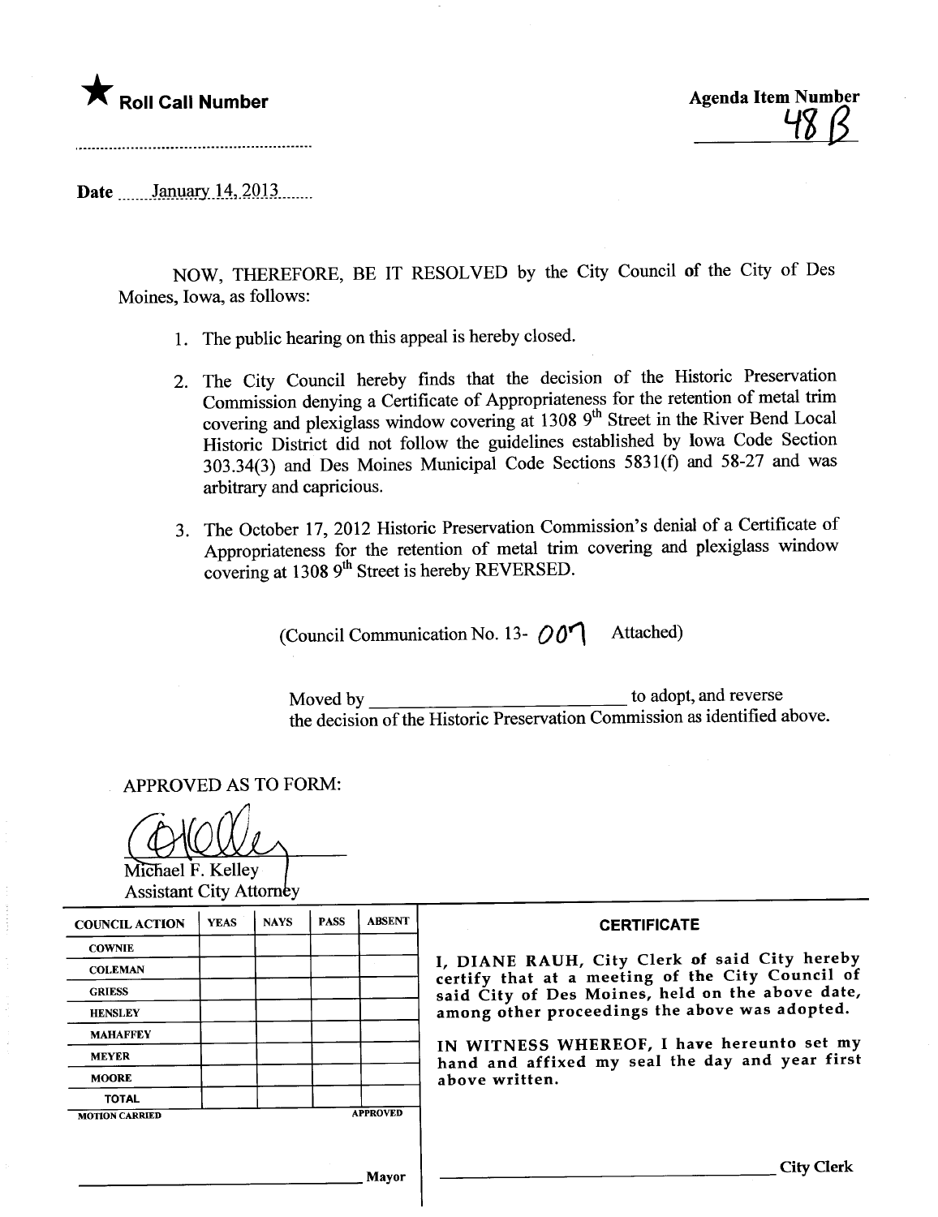★ **Roll Call Number**

..........................................................

**Agenda Item Number**

48 B

**Date** January 14, 2013

NOW, THEREFORE, BE IT RESOLVED by the City Council of the City of Des Moines, Iowa, as follows:

1. The public hearing on this appeal is hereby closed.
2. The City Council hereby finds that the decision of the Historic Preservation Commission denying a Certificate of Appropriateness for the retention of metal trim covering and plexiglass window covering at 1308 9th Street in the River Bend Local Historic District did not follow the guidelines established by Iowa Code Section 303.34(3) and Des Moines Municipal Code Sections 5831(f) and 58-27 and was arbitrary and capricious.
3. The October 17, 2012 Historic Preservation Commission's denial of a Certificate of Appropriateness for the retention of metal trim covering and plexiglass window covering at 1308 9th Street is hereby REVERSED.

(Council Communication No. 13- 007 Attached)

Moved by \_\_\_\_\_\_\_\_\_\_\_\_\_\_\_\_\_\_\_\_\_\_\_\_\_\_\_ to adopt, and reverse the decision of the Historic Preservation Commission as identified above.

APPROVED AS TO FORM:

Michael F. Kelley
Assistant City Attorney

| COUNCIL ACTION | YEAS | NAYS | PASS | ABSENT |
|---|---|---|---|---|
| COWNIE | | | | |
| COLEMAN | | | | |
| GRIESS | | | | |
| HENSLEY | | | | |
| MAHAFFEY | | | | |
| MEYER | | | | |
| MOORE | | | | |
| TOTAL | | | | |
| MOTION CARRIED | | | | APPROVED |

\_\_\_\_\_\_\_\_\_\_\_\_\_\_\_\_\_\_\_\_\_\_\_\_\_\_\_\_ Mayor

**CERTIFICATE**

I, DIANE RAUH, City Clerk of said City hereby certify that at a meeting of the City Council of said City of Des Moines, held on the above date, among other proceedings the above was adopted.

IN WITNESS WHEREOF, I have hereunto set my hand and affixed my seal the day and year first above written.

\_\_\_\_\_\_\_\_\_\_\_\_\_\_\_\_\_\_\_\_\_\_\_\_\_\_\_\_ City Clerk